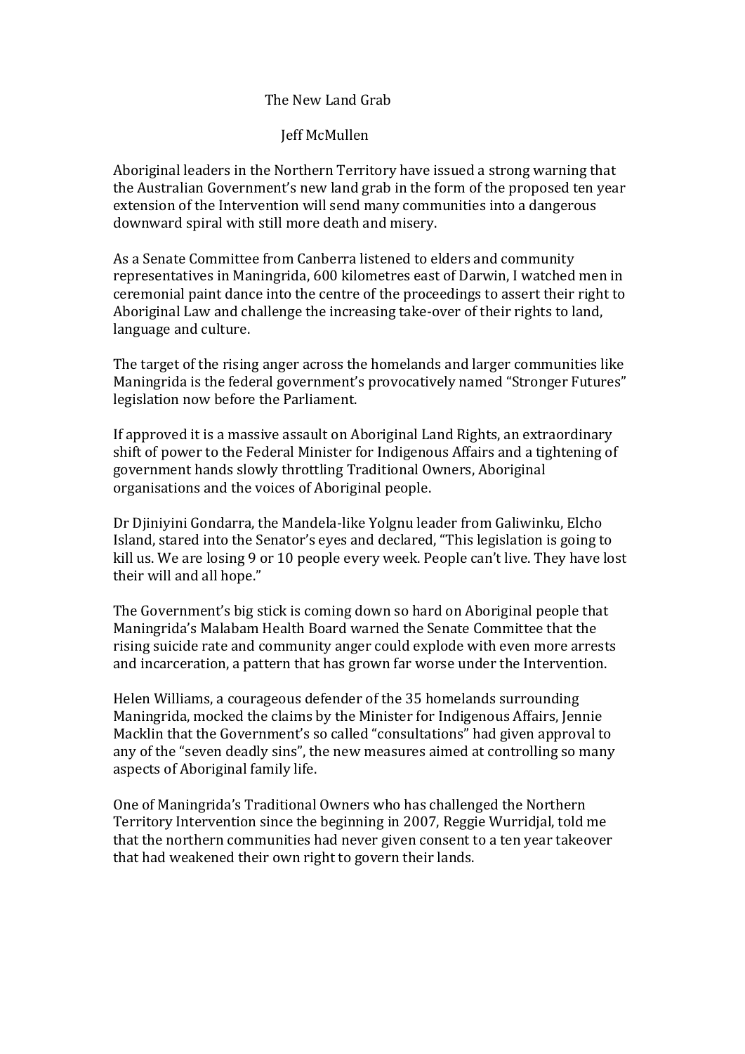# The New Land Grab

Jeff McMullen

Aboriginal leaders in the Northern Territory have issued a strong warning that the Australian Government's new land grab in the form of the proposed ten year extension of the Intervention will send many communities into a dangerous downward spiral with still more death and misery.

As a Senate Committee from Canberra listened to elders and community representatives in Maningrida, 600 kilometres east of Darwin, I watched men in ceremonial paint dance into the centre of the proceedings to assert their right to Aboriginal Law and challenge the increasing take-over of their rights to land, language and culture.

The target of the rising anger across the homelands and larger communities like Maningrida is the federal government's provocatively named "Stronger Futures" legislation now before the Parliament.

If approved it is a massive assault on Aboriginal Land Rights, an extraordinary shift of power to the Federal Minister for Indigenous Affairs and a tightening of government hands slowly throttling Traditional Owners, Aboriginal organisations and the voices of Aboriginal people.

Dr Djiniyini Gondarra, the Mandela-like Yolgnu leader from Galiwinku, Elcho Island, stared into the Senator's eyes and declared, "This legislation is going to kill us. We are losing 9 or 10 people every week. People can't live. They have lost their will and all hope."

The Government's big stick is coming down so hard on Aboriginal people that Maningrida's Malabam Health Board warned the Senate Committee that the rising suicide rate and community anger could explode with even more arrests and incarceration, a pattern that has grown far worse under the Intervention.

Helen Williams, a courageous defender of the 35 homelands surrounding Maningrida, mocked the claims by the Minister for Indigenous Affairs, Jennie Macklin that the Government's so called "consultations" had given approval to any of the "seven deadly sins", the new measures aimed at controlling so many aspects of Aboriginal family life.

One of Maningrida's Traditional Owners who has challenged the Northern Territory Intervention since the beginning in 2007, Reggie Wurridjal, told me that the northern communities had never given consent to a ten year takeover that had weakened their own right to govern their lands.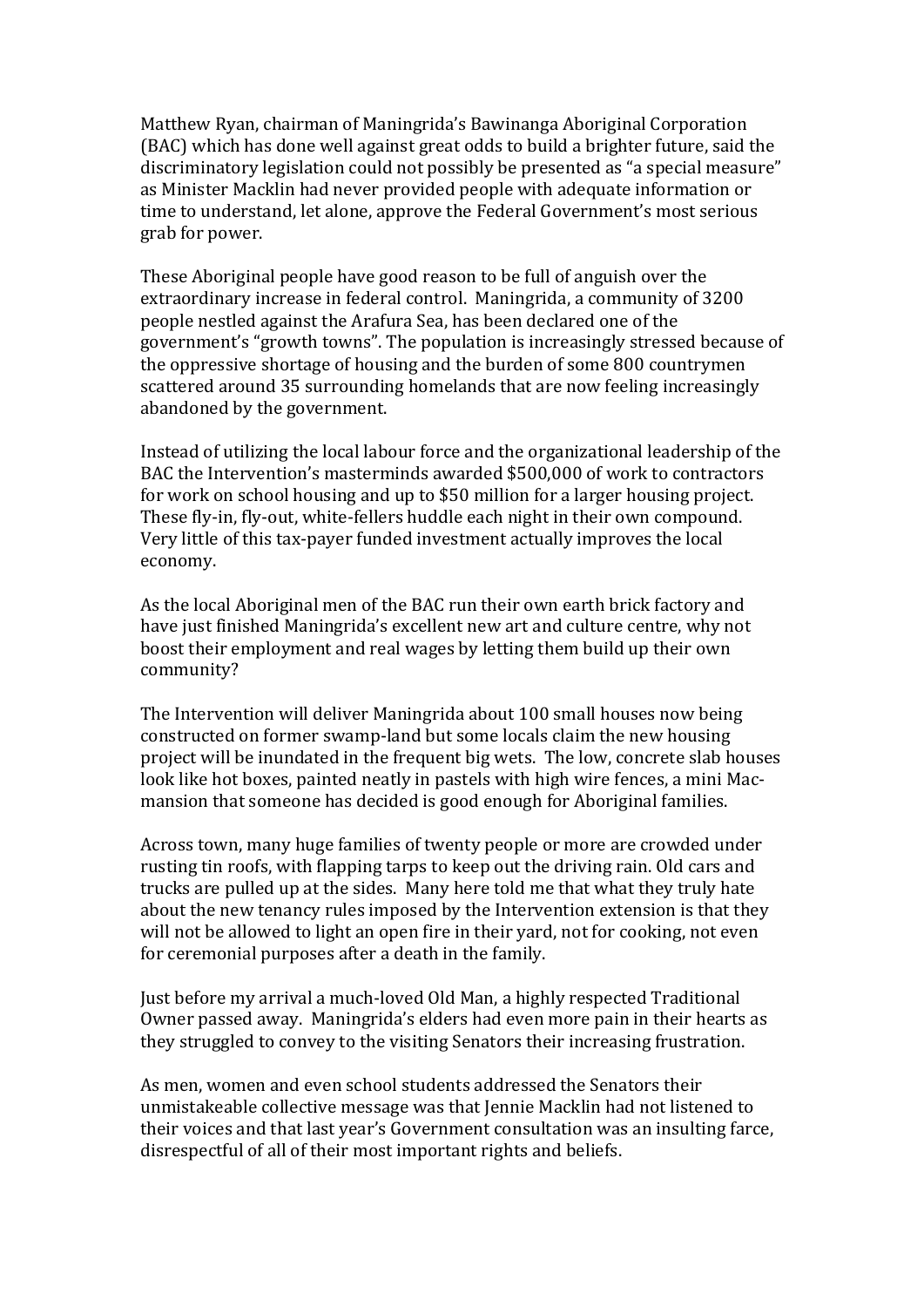Matthew Ryan, chairman of Maningrida's Bawinanga Aboriginal Corporation (BAC) which has done well against great odds to build a brighter future, said the discriminatory legislation could not possibly be presented as "a special measure" as Minister Macklin had never provided people with adequate information or time to understand, let alone, approve the Federal Government's most serious grab for power.

These Aboriginal people have good reason to be full of anguish over the extraordinary increase in federal control. Maningrida, a community of 3200 people nestled against the Arafura Sea, has been declared one of the government's "growth towns". The population is increasingly stressed because of the oppressive shortage of housing and the burden of some 800 countrymen scattered around 35 surrounding homelands that are now feeling increasingly abandoned by the government.

Instead of utilizing the local labour force and the organizational leadership of the BAC the Intervention's masterminds awarded $500,000 of work to contractors for work on school housing and up to $50 million for a larger housing project. These fly-in, fly-out, white-fellers huddle each night in their own compound. Very little of this tax-payer funded investment actually improves the local economy.

As the local Aboriginal men of the BAC run their own earth brick factory and have just finished Maningrida's excellent new art and culture centre, why not boost their employment and real wages by letting them build up their own community?

The Intervention will deliver Maningrida about 100 small houses now being constructed on former swamp-land but some locals claim the new housing project will be inundated in the frequent big wets. The low, concrete slab houses look like hot boxes, painted neatly in pastels with high wire fences, a mini Mac-mansion that someone has decided is good enough for Aboriginal families.

Across town, many huge families of twenty people or more are crowded under rusting tin roofs, with flapping tarps to keep out the driving rain. Old cars and trucks are pulled up at the sides. Many here told me that what they truly hate about the new tenancy rules imposed by the Intervention extension is that they will not be allowed to light an open fire in their yard, not for cooking, not even for ceremonial purposes after a death in the family.

Just before my arrival a much-loved Old Man, a highly respected Traditional Owner passed away. Maningrida's elders had even more pain in their hearts as they struggled to convey to the visiting Senators their increasing frustration.

As men, women and even school students addressed the Senators their unmistakeable collective message was that Jennie Macklin had not listened to their voices and that last year's Government consultation was an insulting farce, disrespectful of all of their most important rights and beliefs.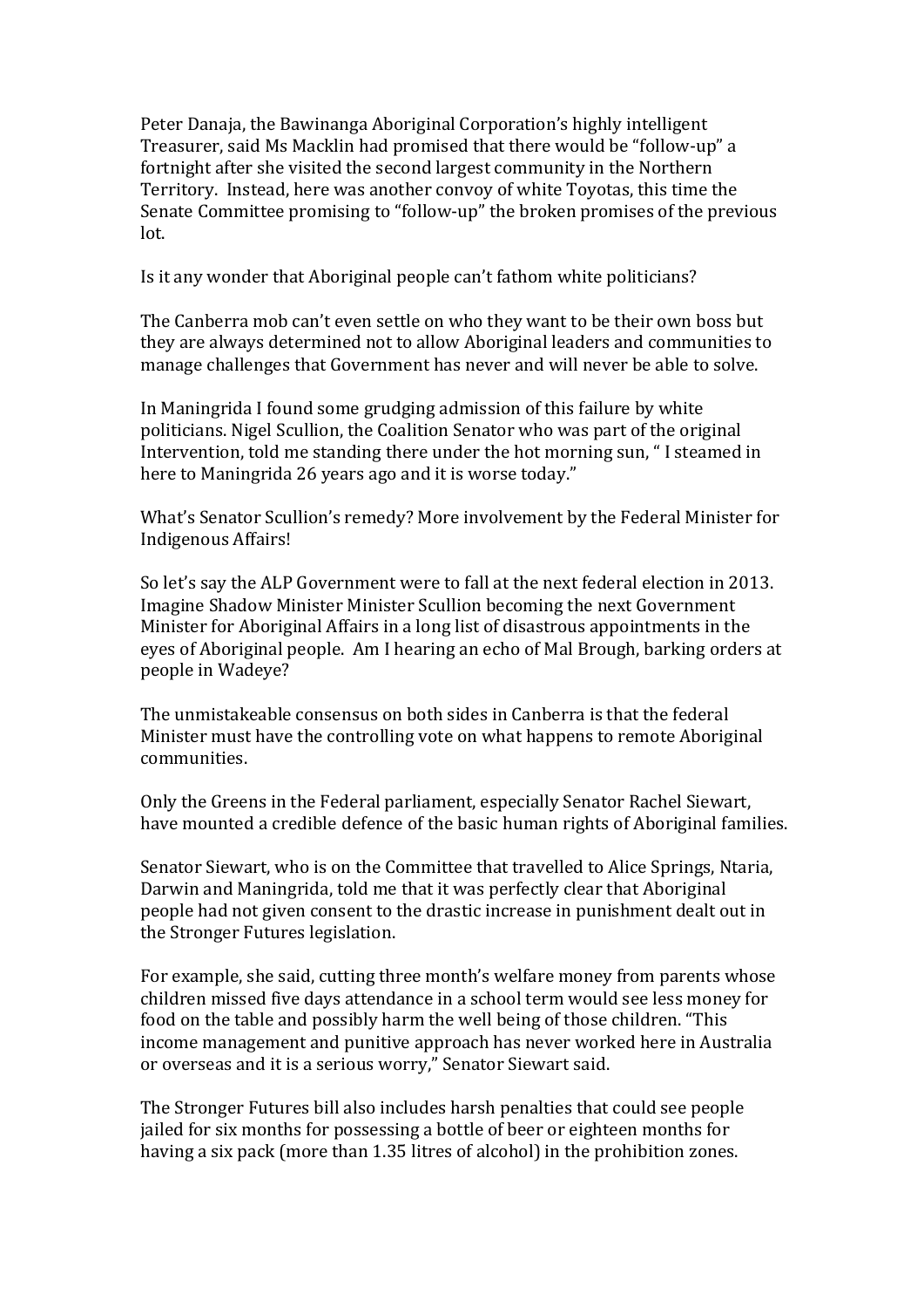Peter Danaja, the Bawinanga Aboriginal Corporation's highly intelligent Treasurer, said Ms Macklin had promised that there would be "follow-up" a fortnight after she visited the second largest community in the Northern Territory. Instead, here was another convoy of white Toyotas, this time the Senate Committee promising to "follow-up" the broken promises of the previous lot.

Is it any wonder that Aboriginal people can't fathom white politicians?

The Canberra mob can't even settle on who they want to be their own boss but they are always determined not to allow Aboriginal leaders and communities to manage challenges that Government has never and will never be able to solve.

In Maningrida I found some grudging admission of this failure by white politicians. Nigel Scullion, the Coalition Senator who was part of the original Intervention, told me standing there under the hot morning sun, " I steamed in here to Maningrida 26 years ago and it is worse today."

What's Senator Scullion's remedy? More involvement by the Federal Minister for Indigenous Affairs!

So let's say the ALP Government were to fall at the next federal election in 2013. Imagine Shadow Minister Minister Scullion becoming the next Government Minister for Aboriginal Affairs in a long list of disastrous appointments in the eyes of Aboriginal people. Am I hearing an echo of Mal Brough, barking orders at people in Wadeye?

The unmistakeable consensus on both sides in Canberra is that the federal Minister must have the controlling vote on what happens to remote Aboriginal communities.

Only the Greens in the Federal parliament, especially Senator Rachel Siewart, have mounted a credible defence of the basic human rights of Aboriginal families.

Senator Siewart, who is on the Committee that travelled to Alice Springs, Ntaria, Darwin and Maningrida, told me that it was perfectly clear that Aboriginal people had not given consent to the drastic increase in punishment dealt out in the Stronger Futures legislation.

For example, she said, cutting three month's welfare money from parents whose children missed five days attendance in a school term would see less money for food on the table and possibly harm the well being of those children. "This income management and punitive approach has never worked here in Australia or overseas and it is a serious worry," Senator Siewart said.

The Stronger Futures bill also includes harsh penalties that could see people jailed for six months for possessing a bottle of beer or eighteen months for having a six pack (more than 1.35 litres of alcohol) in the prohibition zones.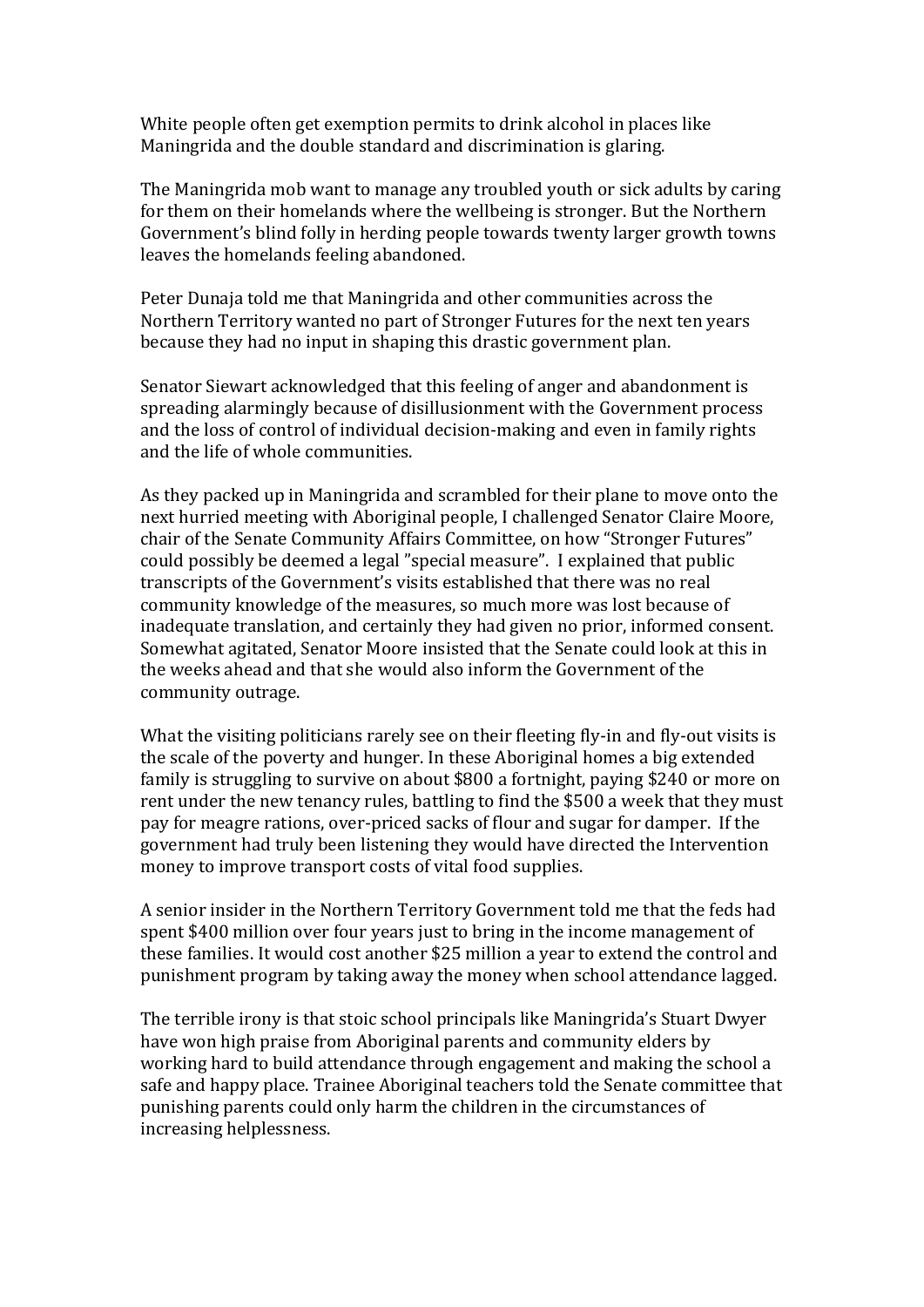White people often get exemption permits to drink alcohol in places like Maningrida and the double standard and discrimination is glaring.

The Maningrida mob want to manage any troubled youth or sick adults by caring for them on their homelands where the wellbeing is stronger. But the Northern Government's blind folly in herding people towards twenty larger growth towns leaves the homelands feeling abandoned.

Peter Dunaja told me that Maningrida and other communities across the Northern Territory wanted no part of Stronger Futures for the next ten years because they had no input in shaping this drastic government plan.

Senator Siewart acknowledged that this feeling of anger and abandonment is spreading alarmingly because of disillusionment with the Government process and the loss of control of individual decision-making and even in family rights and the life of whole communities.

As they packed up in Maningrida and scrambled for their plane to move onto the next hurried meeting with Aboriginal people, I challenged Senator Claire Moore, chair of the Senate Community Affairs Committee, on how "Stronger Futures" could possibly be deemed a legal "special measure". I explained that public transcripts of the Government's visits established that there was no real community knowledge of the measures, so much more was lost because of inadequate translation, and certainly they had given no prior, informed consent. Somewhat agitated, Senator Moore insisted that the Senate could look at this in the weeks ahead and that she would also inform the Government of the community outrage.

What the visiting politicians rarely see on their fleeting fly-in and fly-out visits is the scale of the poverty and hunger. In these Aboriginal homes a big extended family is struggling to survive on about $800 a fortnight, paying $240 or more on rent under the new tenancy rules, battling to find the $500 a week that they must pay for meagre rations, over-priced sacks of flour and sugar for damper. If the government had truly been listening they would have directed the Intervention money to improve transport costs of vital food supplies.

A senior insider in the Northern Territory Government told me that the feds had spent $400 million over four years just to bring in the income management of these families. It would cost another $25 million a year to extend the control and punishment program by taking away the money when school attendance lagged.

The terrible irony is that stoic school principals like Maningrida's Stuart Dwyer have won high praise from Aboriginal parents and community elders by working hard to build attendance through engagement and making the school a safe and happy place. Trainee Aboriginal teachers told the Senate committee that punishing parents could only harm the children in the circumstances of increasing helplessness.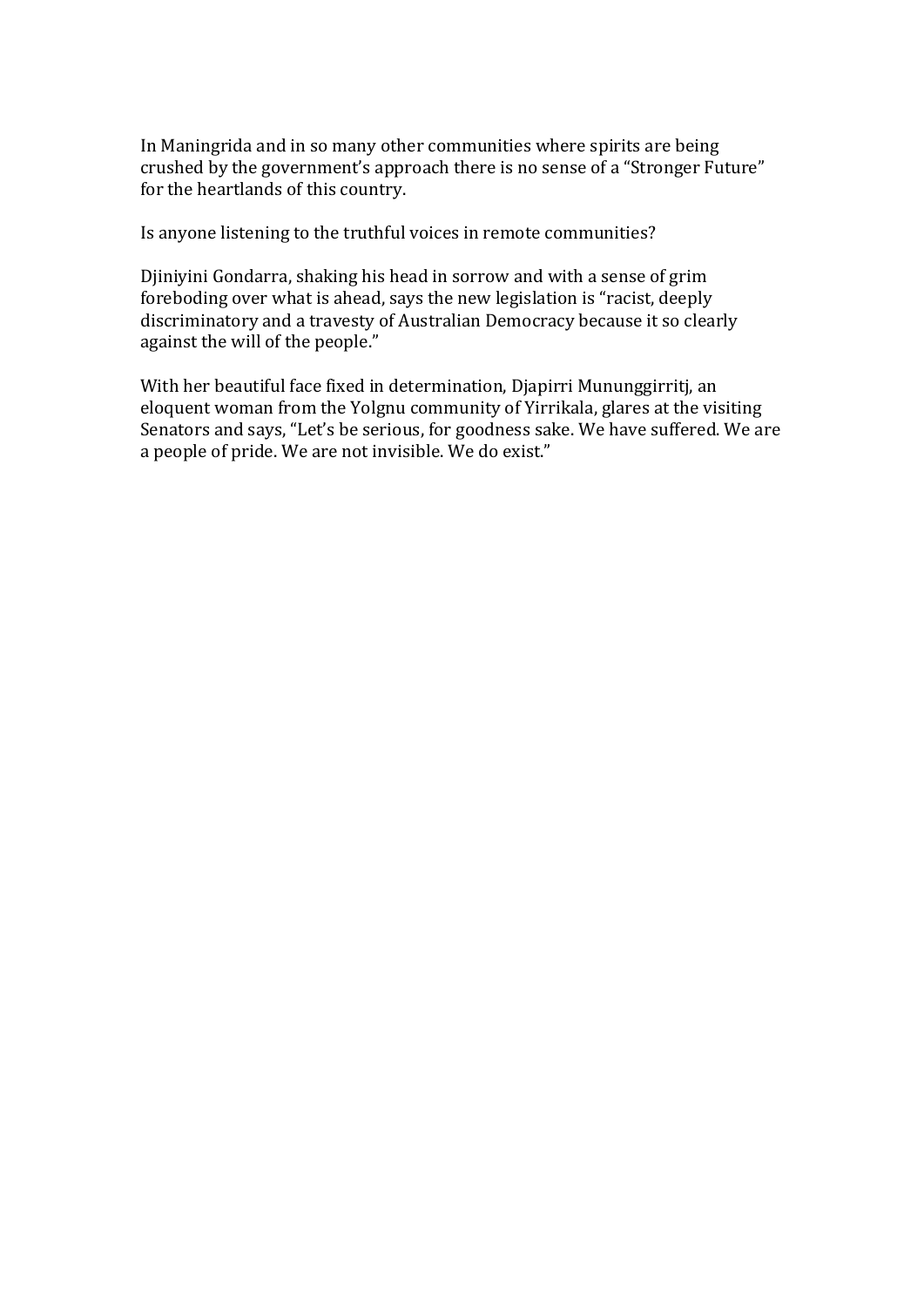In Maningrida and in so many other communities where spirits are being crushed by the government's approach there is no sense of a "Stronger Future" for the heartlands of this country.

Is anyone listening to the truthful voices in remote communities?

Djiniyini Gondarra, shaking his head in sorrow and with a sense of grim foreboding over what is ahead, says the new legislation is "racist, deeply discriminatory and a travesty of Australian Democracy because it so clearly against the will of the people."

With her beautiful face fixed in determination, Djapirri Mununggirritj, an eloquent woman from the Yolgnu community of Yirrikala, glares at the visiting Senators and says, "Let's be serious, for goodness sake. We have suffered. We are a people of pride. We are not invisible. We do exist."